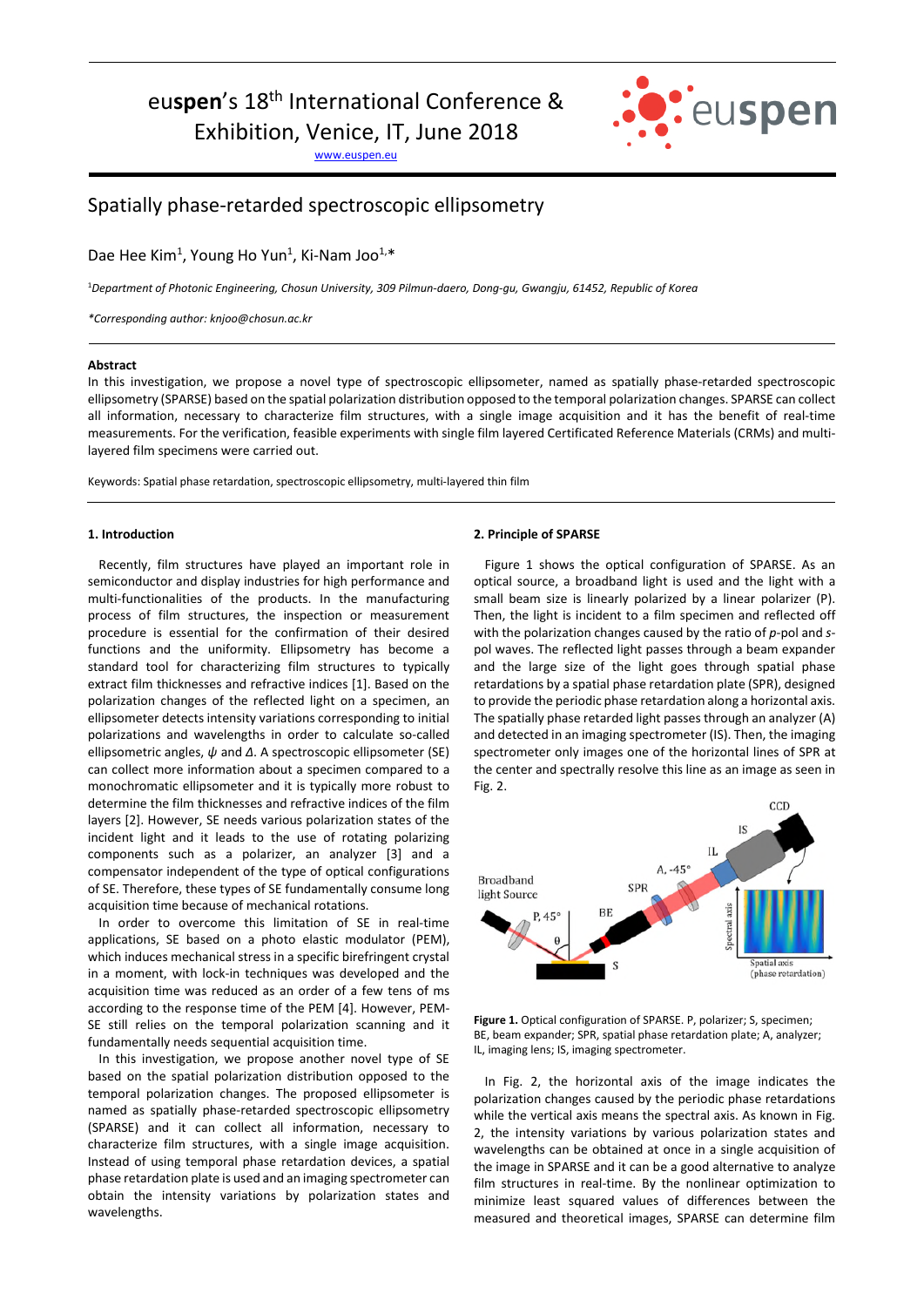# Spatially phase-retarded spectroscopic ellipsometry

Dae Hee Kim[1], Young Ho Yun[1], Ki-Nam Joo[1,*]

[1]*Department of Photonic Engineering, Chosun University, 309 Pilmun-daero, Dong-gu, Gwangju, 61452, Republic of Korea*

*\*Corresponding author: knjoo@chosun.ac.kr*

**Abstract**

In this investigation, we propose a novel type of spectroscopic ellipsometer, named as spatially phase-retarded spectroscopic ellipsometry (SPARSE) based on the spatial polarization distribution opposed to the temporal polarization changes. SPARSE can collect all information, necessary to characterize film structures, with a single image acquisition and it has the benefit of real-time measurements. For the verification, feasible experiments with single film layered Certificated Reference Materials (CRMs) and multi-layered film specimens were carried out.

Keywords: Spatial phase retardation, spectroscopic ellipsometry, multi-layered thin film

## 1. Introduction

Recently, film structures have played an important role in semiconductor and display industries for high performance and multi-functionalities of the products. In the manufacturing process of film structures, the inspection or measurement procedure is essential for the confirmation of their desired functions and the uniformity. Ellipsometry has become a standard tool for characterizing film structures to typically extract film thicknesses and refractive indices [1]. Based on the polarization changes of the reflected light on a specimen, an ellipsometer detects intensity variations corresponding to initial polarizations and wavelengths in order to calculate so-called ellipsometric angles, $\psi$ and $\Delta$. A spectroscopic ellipsometer (SE) can collect more information about a specimen compared to a monochromatic ellipsometer and it is typically more robust to determine the film thicknesses and refractive indices of the film layers [2]. However, SE needs various polarization states of the incident light and it leads to the use of rotating polarizing components such as a polarizer, an analyzer [3] and a compensator independent of the type of optical configurations of SE. Therefore, these types of SE fundamentally consume long acquisition time because of mechanical rotations.

In order to overcome this limitation of SE in real-time applications, SE based on a photo elastic modulator (PEM), which induces mechanical stress in a specific birefringent crystal in a moment, with lock-in techniques was developed and the acquisition time was reduced as an order of a few tens of ms according to the response time of the PEM [4]. However, PEM-SE still relies on the temporal polarization scanning and it fundamentally needs sequential acquisition time.

In this investigation, we propose another novel type of SE based on the spatial polarization distribution opposed to the temporal polarization changes. The proposed ellipsometer is named as spatially phase-retarded spectroscopic ellipsometry (SPARSE) and it can collect all information, necessary to characterize film structures, with a single image acquisition. Instead of using temporal phase retardation devices, a spatial phase retardation plate is used and an imaging spectrometer can obtain the intensity variations by polarization states and wavelengths.

## 2. Principle of SPARSE

Figure 1 shows the optical configuration of SPARSE. As an optical source, a broadband light is used and the light with a small beam size is linearly polarized by a linear polarizer (P). Then, the light is incident to a film specimen and reflected off with the polarization changes caused by the ratio of *p*-pol and *s*-pol waves. The reflected light passes through a beam expander and the large size of the light goes through spatial phase retardations by a spatial phase retardation plate (SPR), designed to provide the periodic phase retardation along a horizontal axis. The spatially phase retarded light passes through an analyzer (A) and detected in an imaging spectrometer (IS). Then, the imaging spectrometer only images one of the horizontal lines of SPR at the center and spectrally resolve this line as an image as seen in Fig. 2.

**Figure 1.** Optical configuration of SPARSE. P, polarizer; S, specimen; BE, beam expander; SPR, spatial phase retardation plate; A, analyzer; IL, imaging lens; IS, imaging spectrometer.

In Fig. 2, the horizontal axis of the image indicates the polarization changes caused by the periodic phase retardations while the vertical axis means the spectral axis. As known in Fig. 2, the intensity variations by various polarization states and wavelengths can be obtained at once in a single acquisition of the image in SPARSE and it can be a good alternative to analyze film structures in real-time. By the nonlinear optimization to minimize least squared values of differences between the measured and theoretical images, SPARSE can determine film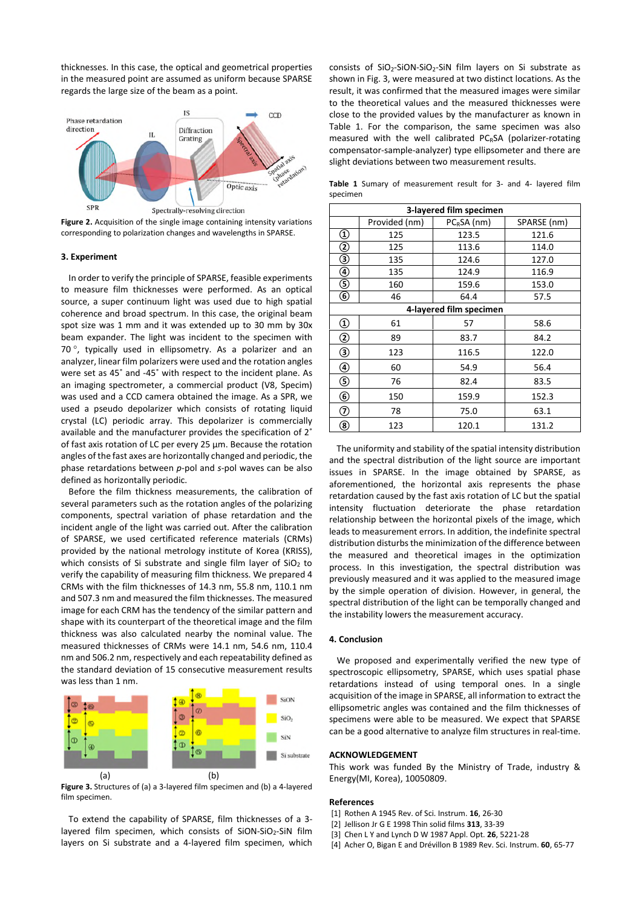thicknesses. In this case, the optical and geometrical properties in the measured point are assumed as uniform because SPARSE regards the large size of the beam as a point.

Phase retardation direction

IS

CCD

IL

Diffraction Grating

Spectral axis

Spatial axis (phase retardation)

Optic axis

SPR

Spectrally-resolving direction

**Figure 2.** Acquisition of the single image containing intensity variations corresponding to polarization changes and wavelengths in SPARSE.

### 3. Experiment

In order to verify the principle of SPARSE, feasible experiments to measure film thicknesses were performed. As an optical source, a super continuum light was used due to high spatial coherence and broad spectrum. In this case, the original beam spot size was 1 mm and it was extended up to 30 mm by 30x beam expander. The light was incident to the specimen with 70 °, typically used in ellipsometry. As a polarizer and an analyzer, linear film polarizers were used and the rotation angles were set as 45˚ and -45˚ with respect to the incident plane. As an imaging spectrometer, a commercial product (V8, Specim) was used and a CCD camera obtained the image. As a SPR, we used a pseudo depolarizer which consists of rotating liquid crystal (LC) periodic array. This depolarizer is commercially available and the manufacturer provides the specification of 2˚ of fast axis rotation of LC per every 25 μm. Because the rotation angles of the fast axes are horizontally changed and periodic, the phase retardations between *p*-pol and *s*-pol waves can be also defined as horizontally periodic.

Before the film thickness measurements, the calibration of several parameters such as the rotation angles of the polarizing components, spectral variation of phase retardation and the incident angle of the light was carried out. After the calibration of SPARSE, we used certificated reference materials (CRMs) provided by the national metrology institute of Korea (KRISS), which consists of Si substrate and single film layer of $SiO_2$ to verify the capability of measuring film thickness. We prepared 4 CRMs with the film thicknesses of 14.3 nm, 55.8 nm, 110.1 nm and 507.3 nm and measured the film thicknesses. The measured image for each CRM has the tendency of the similar pattern and shape with its counterpart of the theoretical image and the film thickness was also calculated nearby the nominal value. The measured thicknesses of CRMs were 14.1 nm, 54.6 nm, 110.4 nm and 506.2 nm, respectively and each repeatability defined as the standard deviation of 15 consecutive measurement results was less than 1 nm.

SiON

$SiO_2$

SiN

Si substrate

(a)

(b)

**Figure 3.** Structures of (a) a 3-layered film specimen and (b) a 4-layered film specimen.

To extend the capability of SPARSE, film thicknesses of a 3-layered film specimen, which consists of SiON-$SiO_2$-SiN film layers on Si substrate and a 4-layered film specimen, which consists of $SiO_2$-SiON-$SiO_2$-SiN film layers on Si substrate as shown in Fig. 3, were measured at two distinct locations. As the result, it was confirmed that the measured images were similar to the theoretical values and the measured thicknesses were close to the provided values by the manufacturer as known in Table 1. For the comparison, the same specimen was also measured with the well calibrated $PC_RSA$ (polarizer-rotating compensator-sample-analyzer) type ellipsometer and there are slight deviations between two measurement results.

**Table 1** Sumary of measurement result for 3- and 4- layered film specimen

| | | | |
|---|---|---|---|
| **3-layered film specimen** | | | |
| | Provided (nm) | $PC_RSA$ (nm) | SPARSE (nm) |
| ① | 125 | 123.5 | 121.6 |
| ② | 125 | 113.6 | 114.0 |
| ③ | 135 | 124.6 | 127.0 |
| ④ | 135 | 124.9 | 116.9 |
| ⑤ | 160 | 159.6 | 153.0 |
| ⑥ | 46 | 64.4 | 57.5 |
| **4-layered film specimen** | | | |
| ① | 61 | 57 | 58.6 |
| ② | 89 | 83.7 | 84.2 |
| ③ | 123 | 116.5 | 122.0 |
| ④ | 60 | 54.9 | 56.4 |
| ⑤ | 76 | 82.4 | 83.5 |
| ⑥ | 150 | 159.9 | 152.3 |
| ⑦ | 78 | 75.0 | 63.1 |
| ⑧ | 123 | 120.1 | 131.2 |

The uniformity and stability of the spatial intensity distribution and the spectral distribution of the light source are important issues in SPARSE. In the image obtained by SPARSE, as aforementioned, the horizontal axis represents the phase retardation caused by the fast axis rotation of LC but the spatial intensity fluctuation deteriorate the phase retardation relationship between the horizontal pixels of the image, which leads to measurement errors. In addition, the indefinite spectral distribution disturbs the minimization of the difference between the measured and theoretical images in the optimization process. In this investigation, the spectral distribution was previously measured and it was applied to the measured image by the simple operation of division. However, in general, the spectral distribution of the light can be temporally changed and the instability lowers the measurement accuracy.

### 4. Conclusion

We proposed and experimentally verified the new type of spectroscopic ellipsometry, SPARSE, which uses spatial phase retardations instead of using temporal ones. In a single acquisition of the image in SPARSE, all information to extract the ellipsometric angles was contained and the film thicknesses of specimens were able to be measured. We expect that SPARSE can be a good alternative to analyze film structures in real-time.

### ACKNOWLEDGEMENT

This work was funded By the Ministry of Trade, industry & Energy(MI, Korea), 10050809.

### References

[1] Rothen A 1945 Rev. of Sci. Instrum. **16**, 26-30
[2] Jellison Jr G E 1998 Thin solid films **313**, 33-39
[3] Chen L Y and Lynch D W 1987 Appl. Opt. **26**, 5221-28
[4] Acher O, Bigan E and Drévillon B 1989 Rev. Sci. Instrum. **60**, 65-77